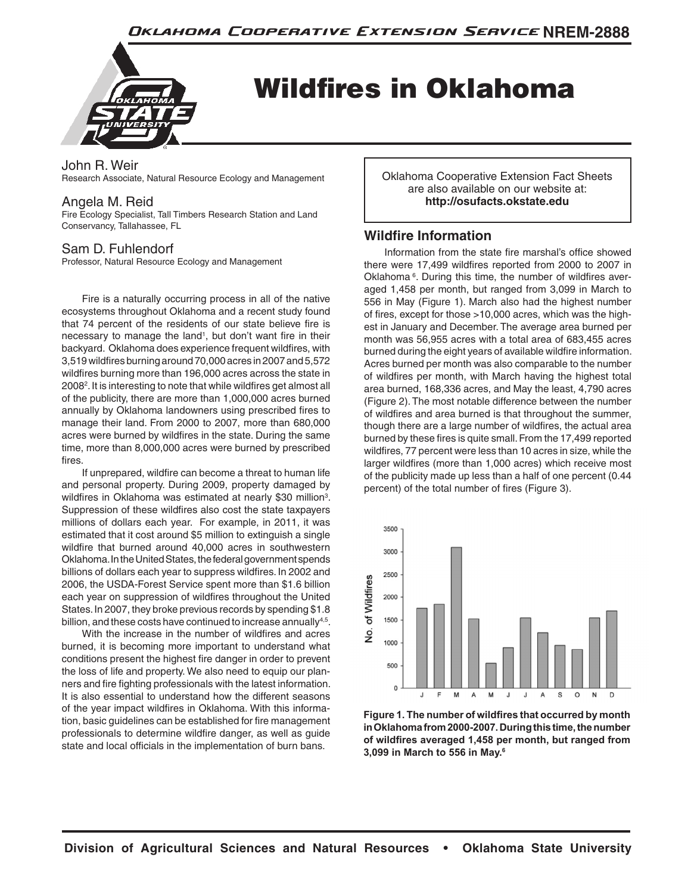# Wildfires in Oklahoma

John R. Weir
Research Associate, Natural Resource Ecology and Management

Angela M. Reid
Fire Ecology Specialist, Tall Timbers Research Station and Land Conservancy, Tallahassee, FL

Sam D. Fuhlendorf
Professor, Natural Resource Ecology and Management

Oklahoma Cooperative Extension Fact Sheets are also available on our website at: **http://osufacts.okstate.edu**

Fire is a naturally occurring process in all of the native ecosystems throughout Oklahoma and a recent study found that 74 percent of the residents of our state believe fire is necessary to manage the land[1], but don't want fire in their backyard. Oklahoma does experience frequent wildfires, with 3,519 wildfires burning around 70,000 acres in 2007 and 5,572 wildfires burning more than 196,000 acres across the state in 2008[2]. It is interesting to note that while wildfires get almost all of the publicity, there are more than 1,000,000 acres burned annually by Oklahoma landowners using prescribed fires to manage their land. From 2000 to 2007, more than 680,000 acres were burned by wildfires in the state. During the same time, more than 8,000,000 acres were burned by prescribed fires.

If unprepared, wildfire can become a threat to human life and personal property. During 2009, property damaged by wildfires in Oklahoma was estimated at nearly $30 million[3]. Suppression of these wildfires also cost the state taxpayers millions of dollars each year. For example, in 2011, it was estimated that it cost around $5 million to extinguish a single wildfire that burned around 40,000 acres in southwestern Oklahoma. In the United States, the federal government spends billions of dollars each year to suppress wildfires. In 2002 and 2006, the USDA-Forest Service spent more than $1.6 billion each year on suppression of wildfires throughout the United States. In 2007, they broke previous records by spending $1.8 billion, and these costs have continued to increase annually[4,5].

With the increase in the number of wildfires and acres burned, it is becoming more important to understand what conditions present the highest fire danger in order to prevent the loss of life and property. We also need to equip our planners and fire fighting professionals with the latest information. It is also essential to understand how the different seasons of the year impact wildfires in Oklahoma. With this information, basic guidelines can be established for fire management professionals to determine wildfire danger, as well as guide state and local officials in the implementation of burn bans.

## Wildfire Information

Information from the state fire marshal's office showed there were 17,499 wildfires reported from 2000 to 2007 in Oklahoma[6]. During this time, the number of wildfires averaged 1,458 per month, but ranged from 3,099 in March to 556 in May (Figure 1). March also had the highest number of fires, except for those >10,000 acres, which was the highest in January and December. The average area burned per month was 56,955 acres with a total area of 683,455 acres burned during the eight years of available wildfire information. Acres burned per month was also comparable to the number of wildfires per month, with March having the highest total area burned, 168,336 acres, and May the least, 4,790 acres (Figure 2). The most notable difference between the number of wildfires and area burned is that throughout the summer, though there are a large number of wildfires, the actual area burned by these fires is quite small. From the 17,499 reported wildfires, 77 percent were less than 10 acres in size, while the larger wildfires (more than 1,000 acres) which receive most of the publicity made up less than a half of one percent (0.44 percent) of the total number of fires (Figure 3).

**Figure 1. The number of wildfires that occurred by month in Oklahoma from 2000-2007. During this time, the number of wildfires averaged 1,458 per month, but ranged from 3,099 in March to 556 in May.[6]**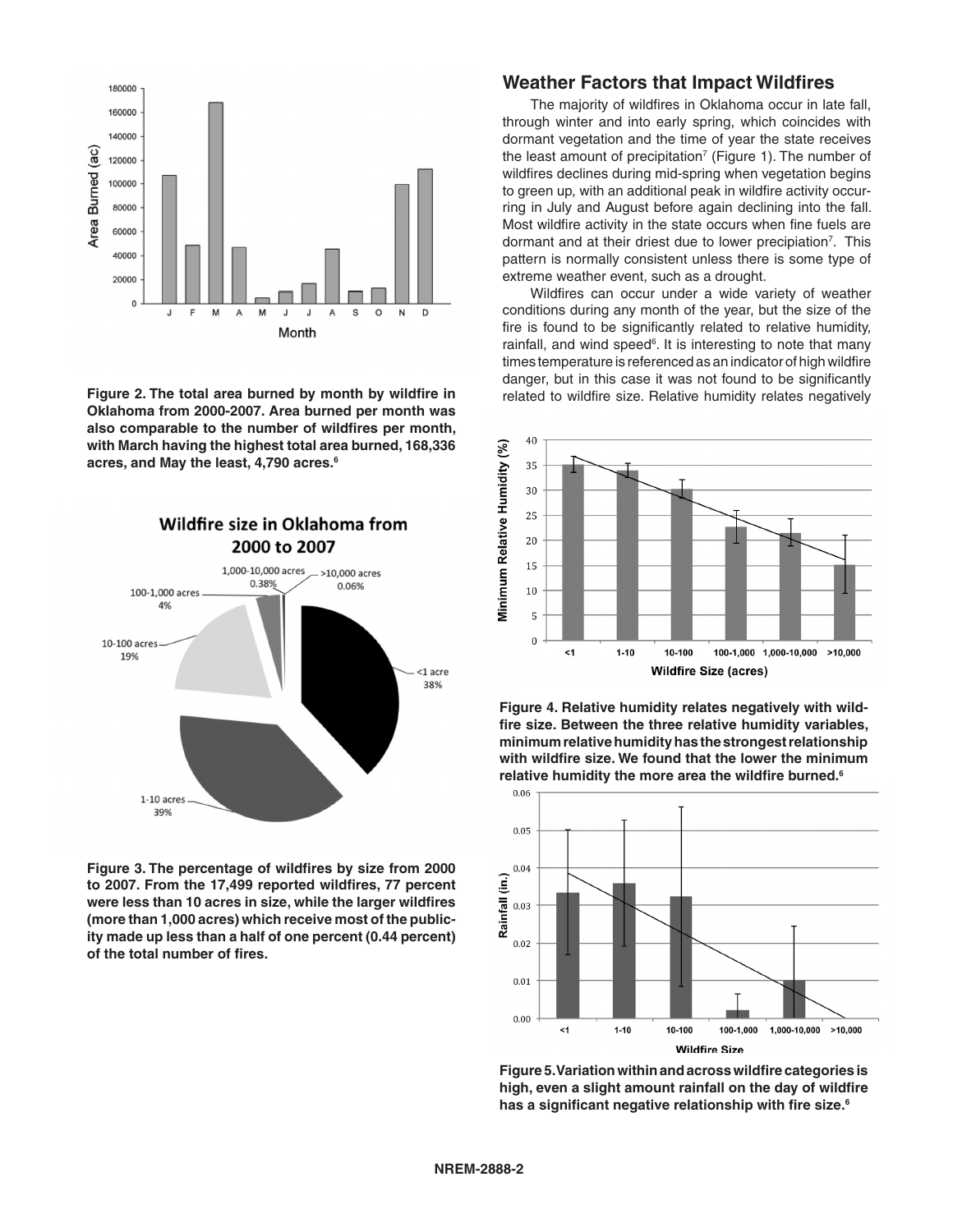Figure 2. The total area burned by month by wildfire in Oklahoma from 2000-2007. Area burned per month was also comparable to the number of wildfires per month, with March having the highest total area burned, 168,336 acres, and May the least, 4,790 acres.[6]

Figure 3. The percentage of wildfires by size from 2000 to 2007. From the 17,499 reported wildfires, 77 percent were less than 10 acres in size, while the larger wildfires (more than 1,000 acres) which receive most of the publicity made up less than a half of one percent (0.44 percent) of the total number of fires.

## Weather Factors that Impact Wildfires

The majority of wildfires in Oklahoma occur in late fall, through winter and into early spring, which coincides with dormant vegetation and the time of year the state receives the least amount of precipitation[7] (Figure 1). The number of wildfires declines during mid-spring when vegetation begins to green up, with an additional peak in wildfire activity occurring in July and August before again declining into the fall. Most wildfire activity in the state occurs when fine fuels are dormant and at their driest due to lower precipitation[7]. This pattern is normally consistent unless there is some type of extreme weather event, such as a drought.

Wildfires can occur under a wide variety of weather conditions during any month of the year, but the size of the fire is found to be significantly related to relative humidity, rainfall, and wind speed[6]. It is interesting to note that many times temperature is referenced as an indicator of high wildfire danger, but in this case it was not found to be significantly related to wildfire size. Relative humidity relates negatively

Figure 4. Relative humidity relates negatively with wildfire size. Between the three relative humidity variables, minimum relative humidity has the strongest relationship with wildfire size. We found that the lower the minimum relative humidity the more area the wildfire burned.[6]

Figure 5. Variation within and across wildfire categories is high, even a slight amount rainfall on the day of wildfire has a significant negative relationship with fire size.[6]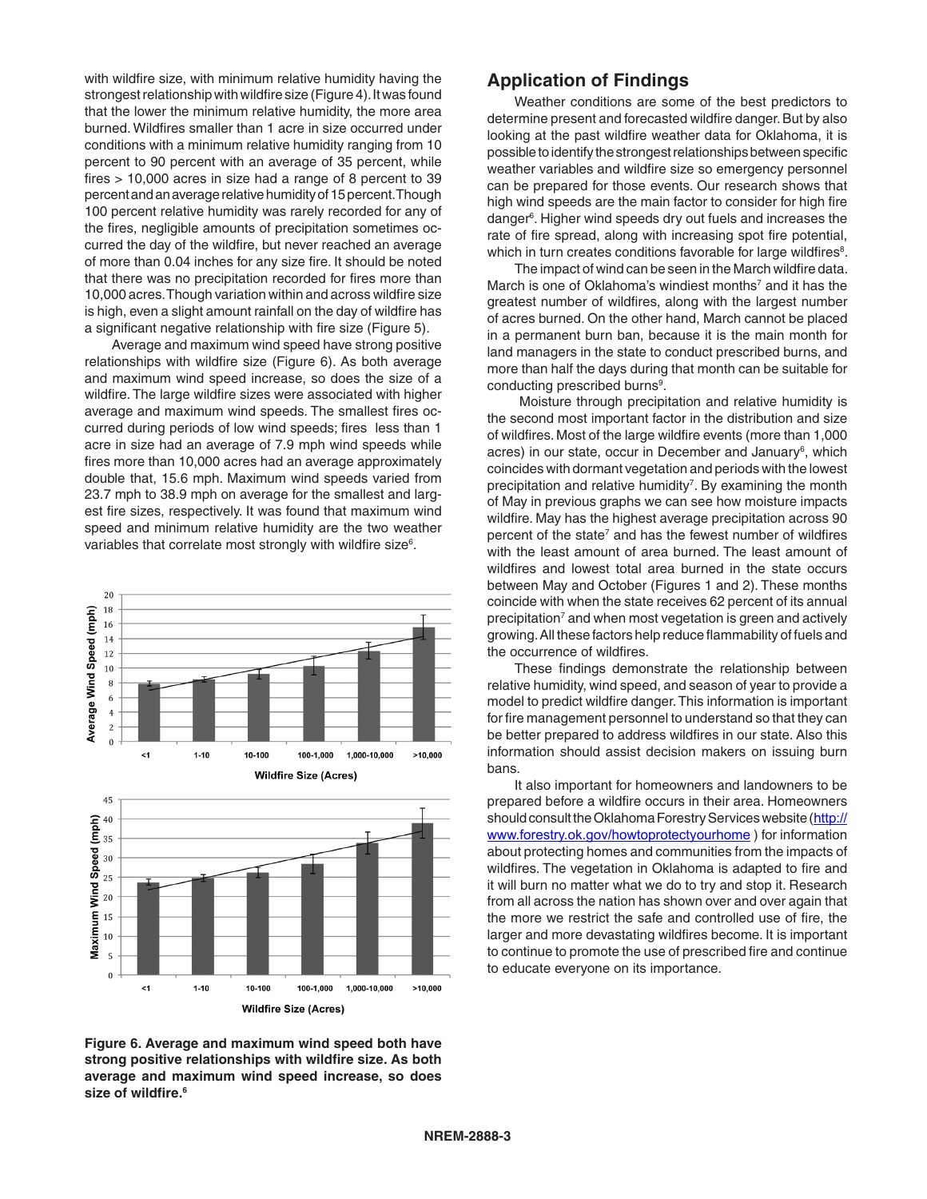with wildfire size, with minimum relative humidity having the strongest relationship with wildfire size (Figure 4). It was found that the lower the minimum relative humidity, the more area burned. Wildfires smaller than 1 acre in size occurred under conditions with a minimum relative humidity ranging from 10 percent to 90 percent with an average of 35 percent, while fires > 10,000 acres in size had a range of 8 percent to 39 percent and an average relative humidity of 15 percent. Though 100 percent relative humidity was rarely recorded for any of the fires, negligible amounts of precipitation sometimes occurred the day of the wildfire, but never reached an average of more than 0.04 inches for any size fire. It should be noted that there was no precipitation recorded for fires more than 10,000 acres. Though variation within and across wildfire size is high, even a slight amount rainfall on the day of wildfire has a significant negative relationship with fire size (Figure 5).

Average and maximum wind speed have strong positive relationships with wildfire size (Figure 6). As both average and maximum wind speed increase, so does the size of a wildfire. The large wildfire sizes were associated with higher average and maximum wind speeds. The smallest fires occurred during periods of low wind speeds; fires less than 1 acre in size had an average of 7.9 mph wind speeds while fires more than 10,000 acres had an average approximately double that, 15.6 mph. Maximum wind speeds varied from 23.7 mph to 38.9 mph on average for the smallest and largest fire sizes, respectively. It was found that maximum wind speed and minimum relative humidity are the two weather variables that correlate most strongly with wildfire size[6].

**Figure 6. Average and maximum wind speed both have strong positive relationships with wildfire size. As both average and maximum wind speed increase, so does size of wildfire.[6]**

## Application of Findings

Weather conditions are some of the best predictors to determine present and forecasted wildfire danger. But by also looking at the past wildfire weather data for Oklahoma, it is possible to identify the strongest relationships between specific weather variables and wildfire size so emergency personnel can be prepared for those events. Our research shows that high wind speeds are the main factor to consider for high fire danger[6]. Higher wind speeds dry out fuels and increases the rate of fire spread, along with increasing spot fire potential, which in turn creates conditions favorable for large wildfires[8].

The impact of wind can be seen in the March wildfire data. March is one of Oklahoma's windiest months[7] and it has the greatest number of wildfires, along with the largest number of acres burned. On the other hand, March cannot be placed in a permanent burn ban, because it is the main month for land managers in the state to conduct prescribed burns, and more than half the days during that month can be suitable for conducting prescribed burns[9].

Moisture through precipitation and relative humidity is the second most important factor in the distribution and size of wildfires. Most of the large wildfire events (more than 1,000 acres) in our state, occur in December and January[6], which coincides with dormant vegetation and periods with the lowest precipitation and relative humidity[7]. By examining the month of May in previous graphs we can see how moisture impacts wildfire. May has the highest average precipitation across 90 percent of the state[7] and has the fewest number of wildfires with the least amount of area burned. The least amount of wildfires and lowest total area burned in the state occurs between May and October (Figures 1 and 2). These months coincide with when the state receives 62 percent of its annual precipitation[7] and when most vegetation is green and actively growing. All these factors help reduce flammability of fuels and the occurrence of wildfires.

These findings demonstrate the relationship between relative humidity, wind speed, and season of year to provide a model to predict wildfire danger. This information is important for fire management personnel to understand so that they can be better prepared to address wildfires in our state. Also this information should assist decision makers on issuing burn bans.

It also important for homeowners and landowners to be prepared before a wildfire occurs in their area. Homeowners should consult the Oklahoma Forestry Services website (http://www.forestry.ok.gov/howtoprotectyourhome ) for information about protecting homes and communities from the impacts of wildfires. The vegetation in Oklahoma is adapted to fire and it will burn no matter what we do to try and stop it. Research from all across the nation has shown over and over again that the more we restrict the safe and controlled use of fire, the larger and more devastating wildfires become. It is important to continue to promote the use of prescribed fire and continue to educate everyone on its importance.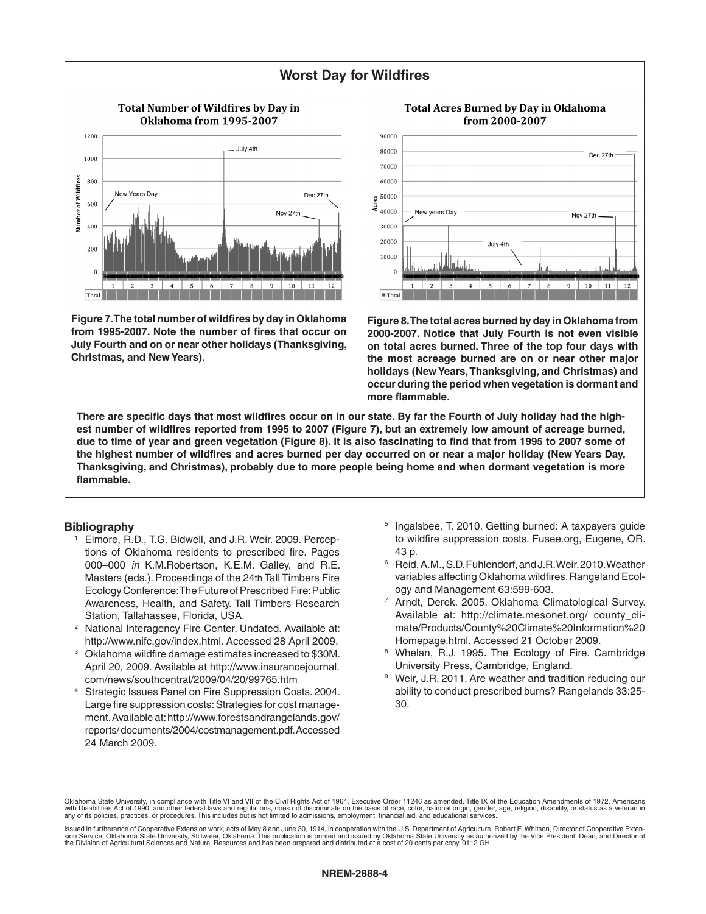## Worst Day for Wildfires

**Total Number of Wildfires by Day in Oklahoma from 1995-2007**

1200
1000
800
600
400
200
0

Number of Wildfires

July 4th
New Years Day
Dec 27th
Nov 27th

1 2 3 4 5 6 7 8 9 10 11 12

Total

**Figure 7. The total number of wildfires by day in Oklahoma from 1995-2007. Note the number of fires that occur on July Fourth and on or near other holidays (Thanksgiving, Christmas, and New Years).**

**Total Acres Burned by Day in Oklahoma from 2000-2007**

90000
80000
70000
60000
50000
40000
30000
20000
10000
0

Acres

Dec 27th
New years Day
Nov 27th
July 4th

1 2 3 4 5 6 7 8 9 10 11 12

Total

**Figure 8. The total acres burned by day in Oklahoma from 2000-2007. Notice that July Fourth is not even visible on total acres burned. Three of the top four days with the most acreage burned are on or near other major holidays (New Years, Thanksgiving, and Christmas) and occur during the period when vegetation is dormant and more flammable.**

**There are specific days that most wildfires occur on in our state. By far the Fourth of July holiday had the highest number of wildfires reported from 1995 to 2007 (Figure 7), but an extremely low amount of acreage burned, due to time of year and green vegetation (Figure 8). It is also fascinating to find that from 1995 to 2007 some of the highest number of wildfires and acres burned per day occurred on or near a major holiday (New Years Day, Thanksgiving, and Christmas), probably due to more people being home and when dormant vegetation is more flammable.**

### Bibliography

1. Elmore, R.D., T.G. Bidwell, and J.R. Weir. 2009. Perceptions of Oklahoma residents to prescribed fire. Pages 000–000 *in* K.M.Robertson, K.E.M. Galley, and R.E. Masters (eds.). Proceedings of the 24th Tall Timbers Fire Ecology Conference: The Future of Prescribed Fire: Public Awareness, Health, and Safety. Tall Timbers Research Station, Tallahassee, Florida, USA.
2. National Interagency Fire Center. Undated. Available at: http://www.nifc.gov/index.html. Accessed 28 April 2009.
3. Oklahoma wildfire damage estimates increased to $30M. April 20, 2009. Available at http://www.insurancejournal.com/news/southcentral/2009/04/20/99765.htm
4. Strategic Issues Panel on Fire Suppression Costs. 2004. Large fire suppression costs: Strategies for cost management. Available at: http://www.forestsandrangelands.gov/reports/documents/2004/costmanagement.pdf. Accessed 24 March 2009.
5. Ingalsbee, T. 2010. Getting burned: A taxpayers guide to wildfire suppression costs. Fusee.org, Eugene, OR. 43 p.
6. Reid, A.M., S.D. Fuhlendorf, and J.R. Weir. 2010. Weather variables affecting Oklahoma wildfires. Rangeland Ecology and Management 63:599-603.
7. Arndt, Derek. 2005. Oklahoma Climatological Survey. Available at: http://climate.mesonet.org/ county_climate/Products/County%20Climate%20Information%20Homepage.html. Accessed 21 October 2009.
8. Whelan, R.J. 1995. The Ecology of Fire. Cambridge University Press, Cambridge, England.
9. Weir, J.R. 2011. Are weather and tradition reducing our ability to conduct prescribed burns? Rangelands 33:25-30.

Oklahoma State University, in compliance with Title VI and VII of the Civil Rights Act of 1964, Executive Order 11246 as amended, Title IX of the Education Amendments of 1972, Americans with Disabilities Act of 1990, and other federal laws and regulations, does not discriminate on the basis of race, color, national origin, gender, age, religion, disability, or status as a veteran in any of its policies, practices, or procedures. This includes but is not limited to admissions, employment, financial aid, and educational services.

Issued in furtherance of Cooperative Extension work, acts of May 8 and June 30, 1914, in cooperation with the U.S. Department of Agriculture, Robert E. Whitson, Director of Cooperative Extension Service, Oklahoma State University, Stillwater, Oklahoma. This publication is printed and issued by Oklahoma State University as authorized by the Vice President, Dean, and Director of the Division of Agricultural Sciences and Natural Resources and has been prepared and distributed at a cost of 20 cents per copy. 0112 GH